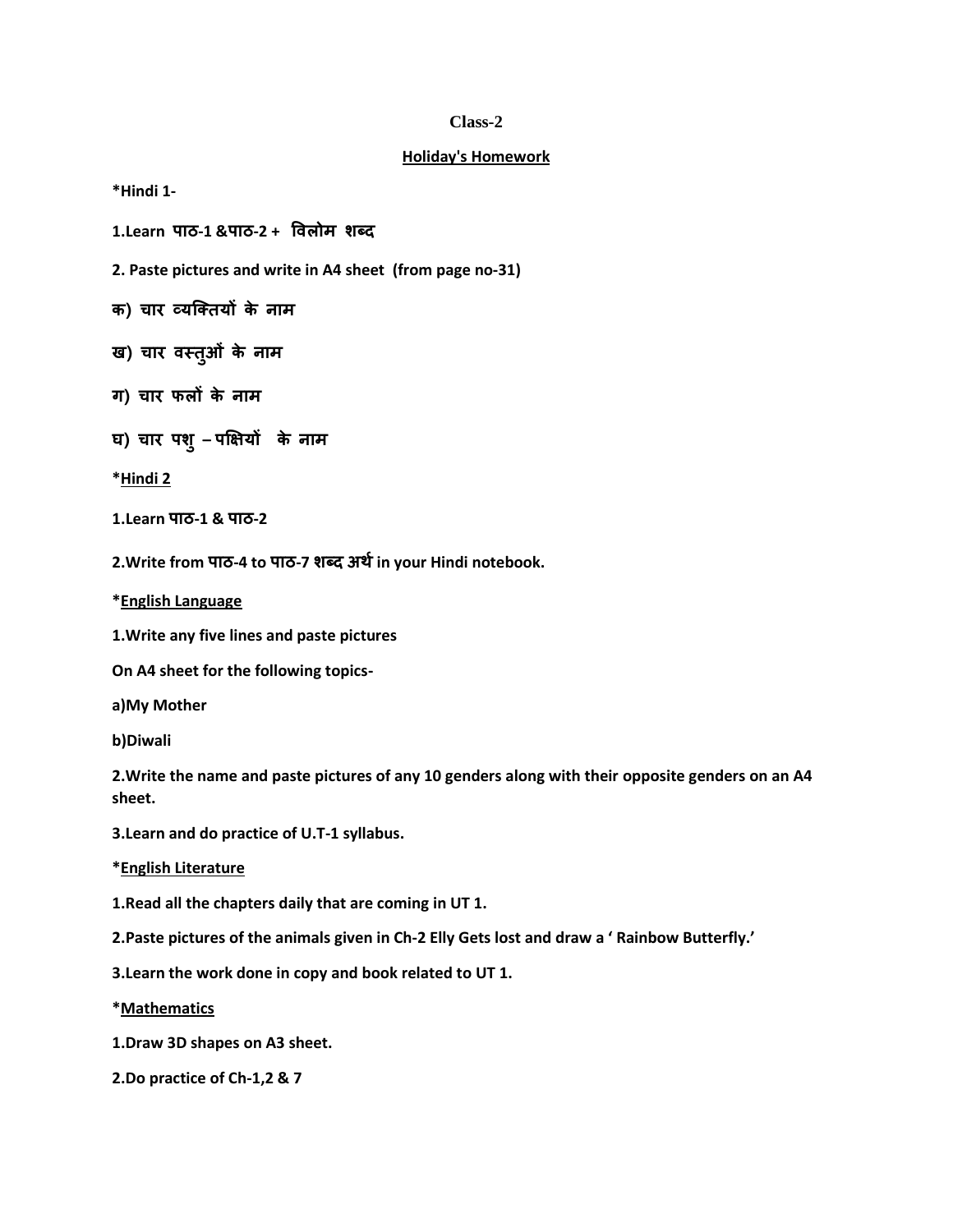**Class-2**

**Holiday's Homework**

**\*Hindi 1-**

**1.Learn पाठ-1 &पाठ-2 + विलोम शब्द**

**2. Paste pictures and write in A4 sheet (from page no-31)**

**क) चार व्यक्तियों के नाम**

**ख) चार वस्तुओं के नाम**

**ग) चार फलों के नाम**

**घ) चार पशु – पक्षियों के नाम**

**\*Hindi 2**

**1.Learn पाठ-1 & पाठ-2**

**2.Write from पाठ-4 to पाठ-7 शब्द अर्थ in your Hindi notebook.**

**\*English Language**

**1.Write any five lines and paste pictures**

**On A4 sheet for the following topics-**

**a)My Mother**

**b)Diwali**

**2.Write the name and paste pictures of any 10 genders along with their opposite genders on an A4 sheet.**

**3.Learn and do practice of U.T-1 syllabus.**

**\*English Literature**

**1.Read all the chapters daily that are coming in UT 1.**

**2.Paste pictures of the animals given in Ch-2 Elly Gets lost and draw a ' Rainbow Butterfly.'**

**3.Learn the work done in copy and book related to UT 1.**

**\*Mathematics**

**1.Draw 3D shapes on A3 sheet.**

**2.Do practice of Ch-1,2 & 7**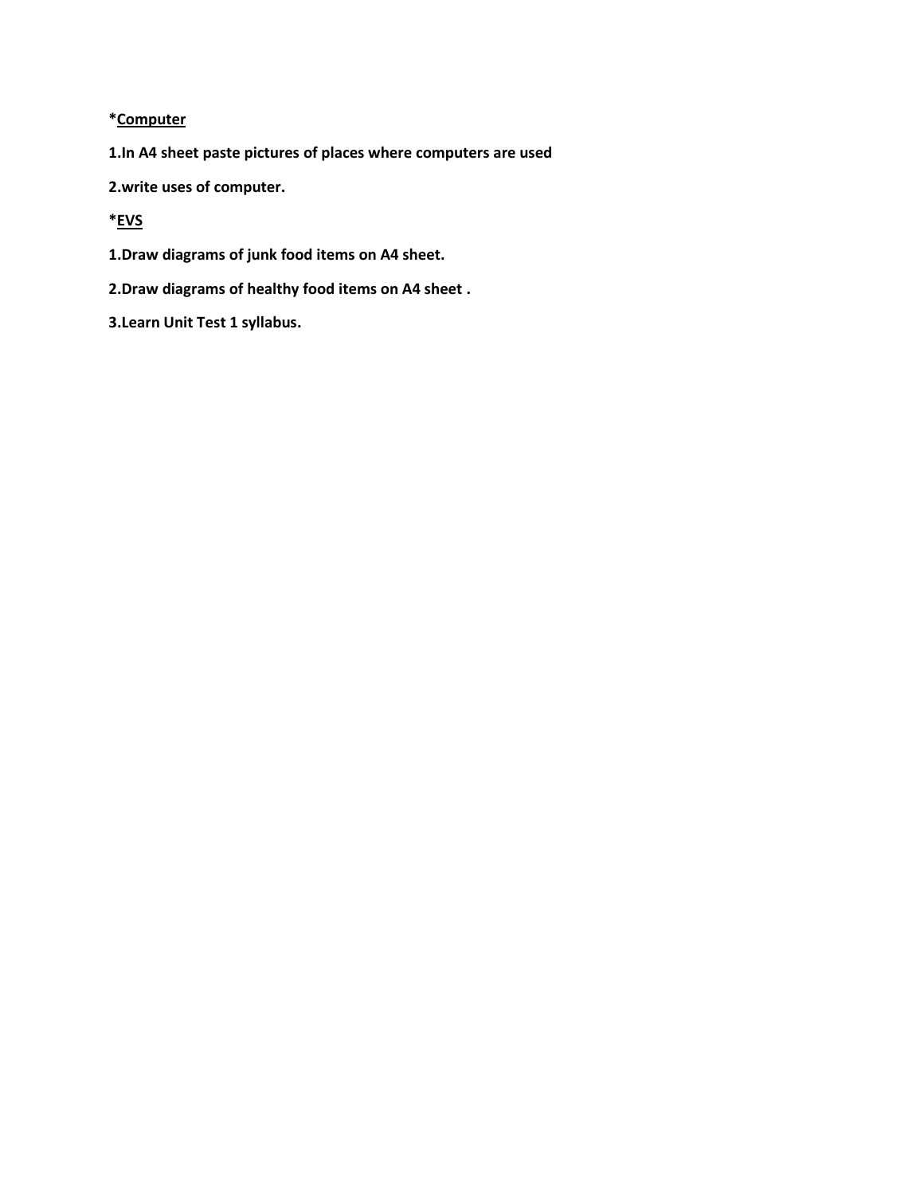***Computer**

**1.In A4 sheet paste pictures of places where computers are used**

**2.write uses of computer.**

***EVS**

**1.Draw diagrams of junk food items on A4 sheet.**

**2.Draw diagrams of healthy food items on A4 sheet .**

**3.Learn Unit Test 1 syllabus.**